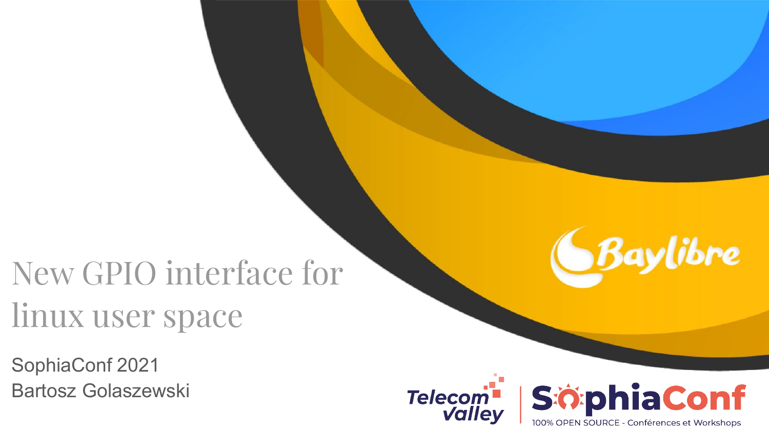# New GPIO interface for linux user space

SophiaConf 2021
Bartosz Golaszewski

Baylibre

Telecom Valley | SophiaConf
100% OPEN SOURCE - Conférences et Workshops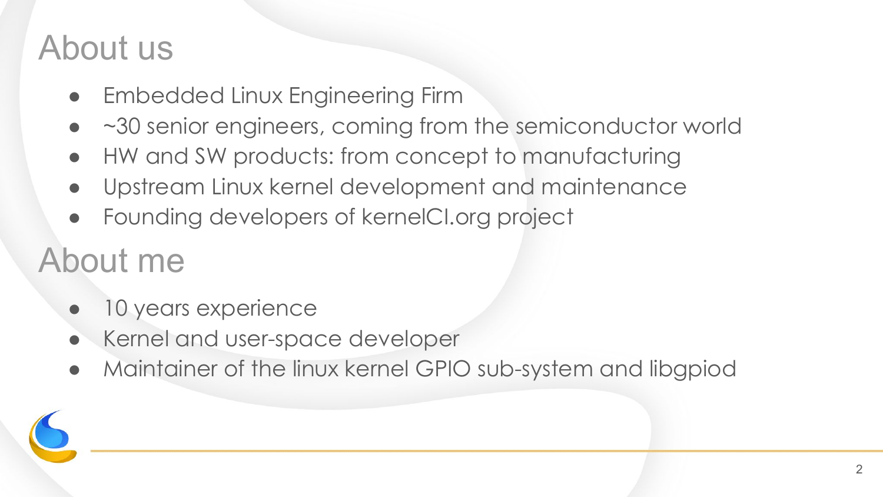# About us

- Embedded Linux Engineering Firm
- ~30 senior engineers, coming from the semiconductor world
- HW and SW products: from concept to manufacturing
- Upstream Linux kernel development and maintenance
- Founding developers of kernelCI.org project

# About me

- 10 years experience
- Kernel and user-space developer
- Maintainer of the linux kernel GPIO sub-system and libgpiod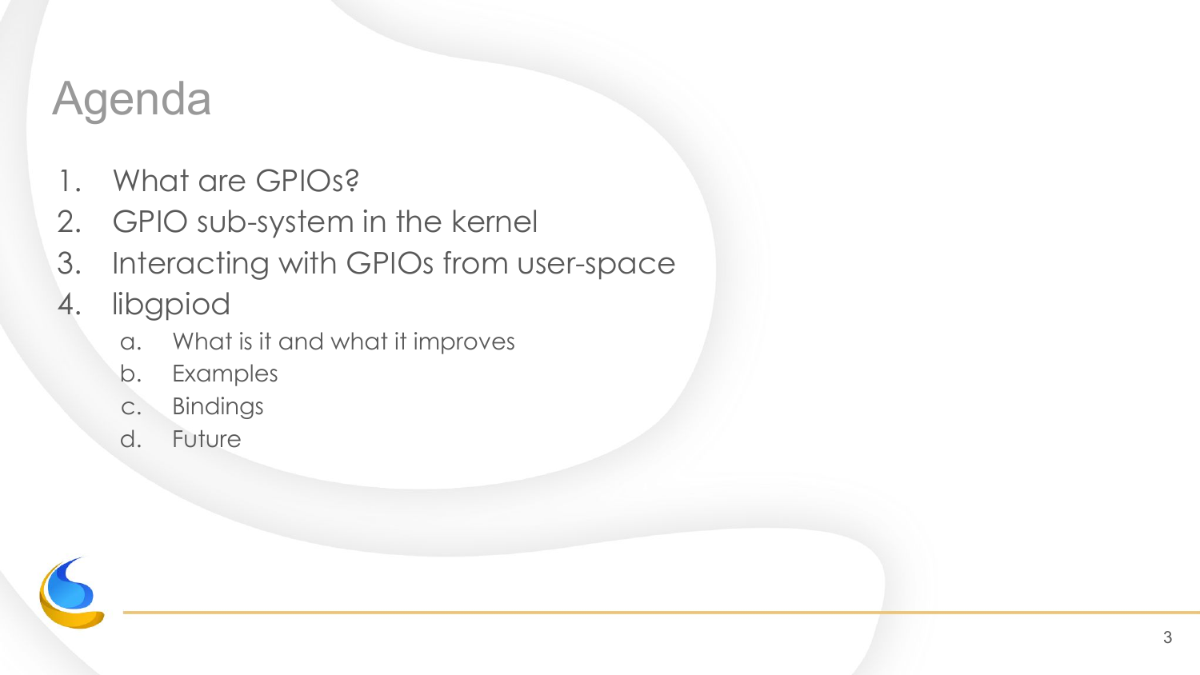# Agenda

1. What are GPIOs?
2. GPIO sub-system in the kernel
3. Interacting with GPIOs from user-space
4. libgpiod
   a. What is it and what it improves
   b. Examples
   c. Bindings
   d. Future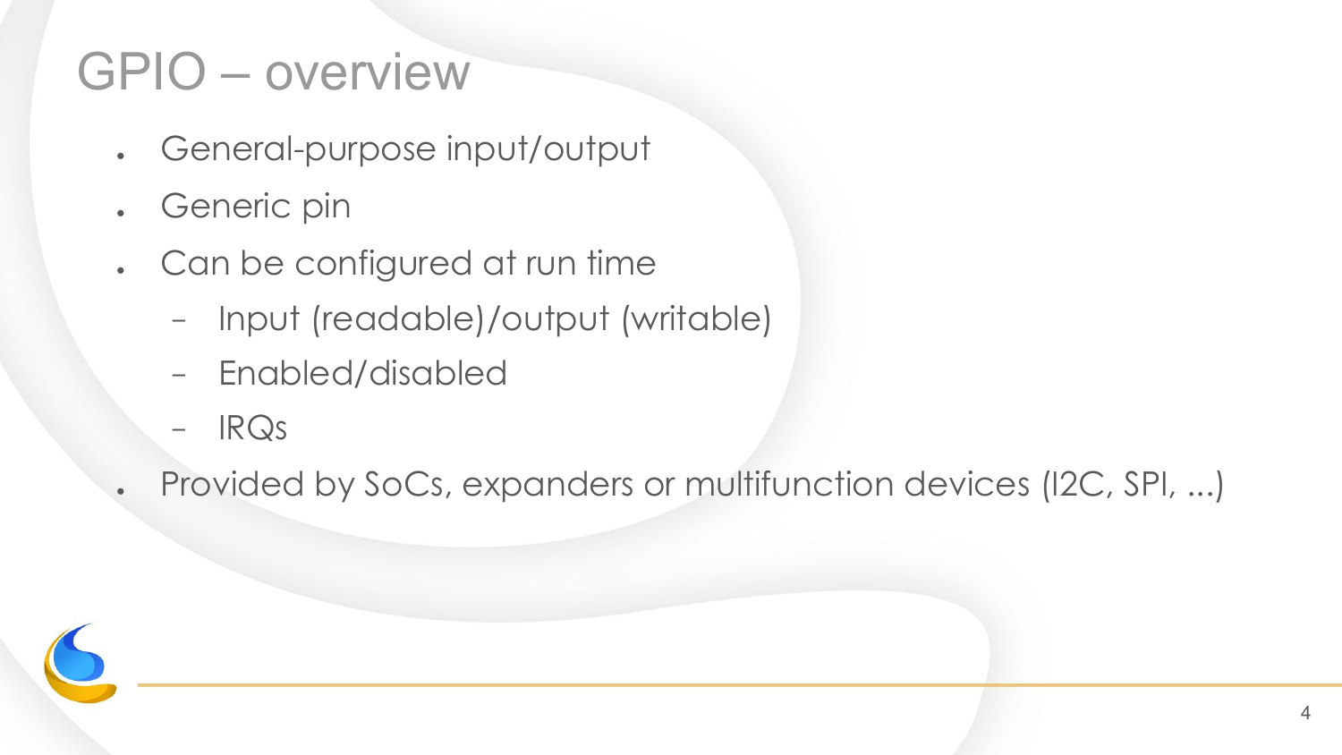# GPIO – overview

- General-purpose input/output
- Generic pin
- Can be configured at run time
  - Input (readable)/output (writable)
  - Enabled/disabled
  - IRQs
- Provided by SoCs, expanders or multifunction devices (I2C, SPI, ...)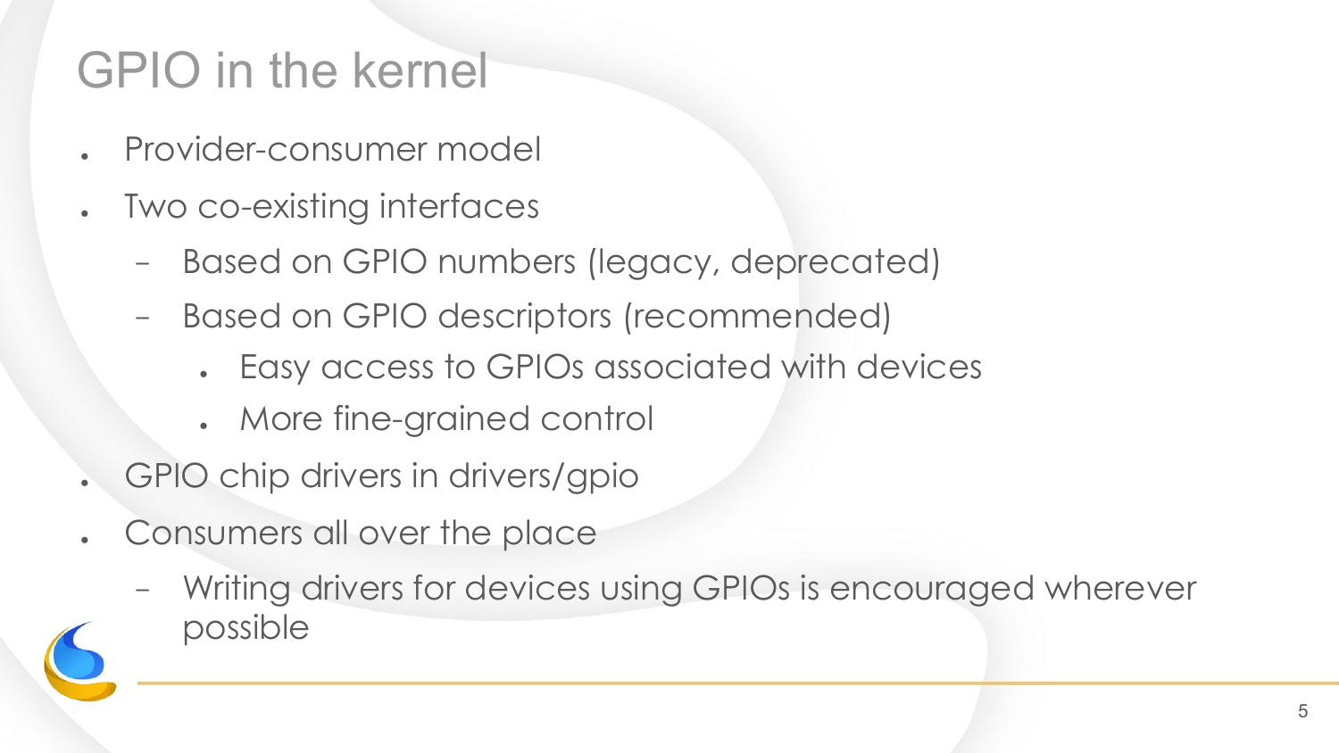# GPIO in the kernel

- Provider-consumer model
- Two co-existing interfaces
  - Based on GPIO numbers (legacy, deprecated)
  - Based on GPIO descriptors (recommended)
    - Easy access to GPIOs associated with devices
    - More fine-grained control
- GPIO chip drivers in drivers/gpio
- Consumers all over the place
  - Writing drivers for devices using GPIOs is encouraged wherever possible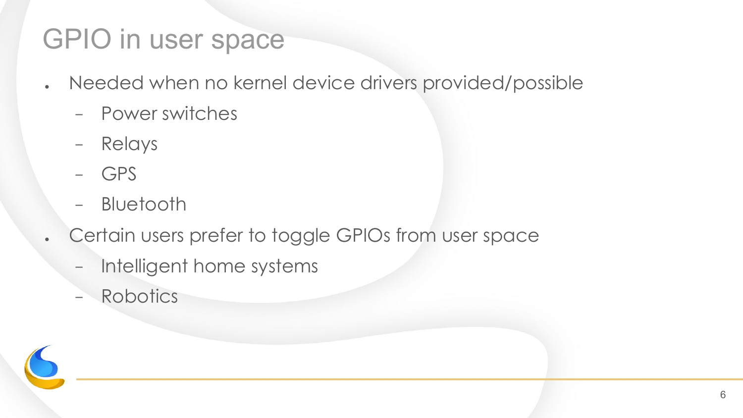# GPIO in user space

- Needed when no kernel device drivers provided/possible
  - Power switches
  - Relays
  - GPS
  - Bluetooth
- Certain users prefer to toggle GPIOs from user space
  - Intelligent home systems
  - Robotics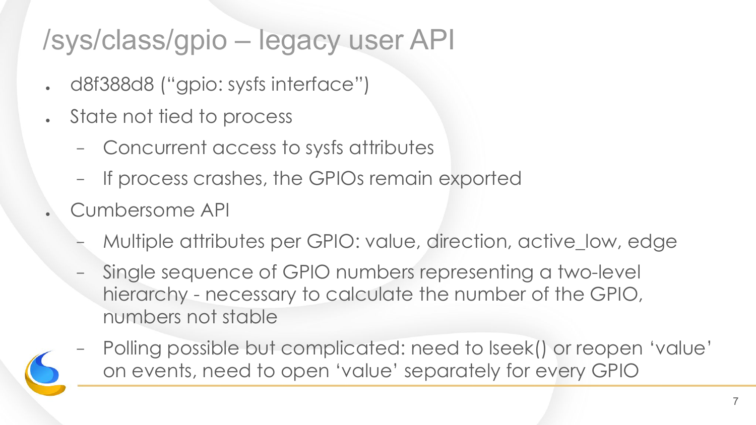# /sys/class/gpio – legacy user API

- d8f388d8 (“gpio: sysfs interface”)
- State not tied to process
  - Concurrent access to sysfs attributes
  - If process crashes, the GPIOs remain exported
- Cumbersome API
  - Multiple attributes per GPIO: value, direction, active_low, edge
  - Single sequence of GPIO numbers representing a two-level hierarchy - necessary to calculate the number of the GPIO, numbers not stable
  - Polling possible but complicated: need to lseek() or reopen ‘value’ on events, need to open ‘value’ separately for every GPIO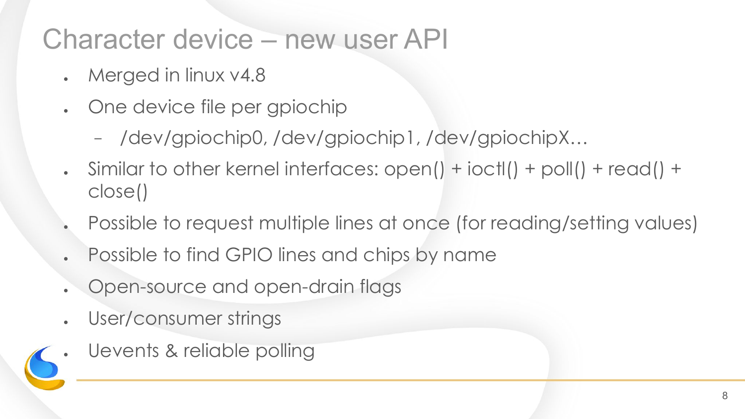# Character device – new user API

- Merged in linux v4.8
- One device file per gpiochip
  - /dev/gpiochip0, /dev/gpiochip1, /dev/gpiochipX…
- Similar to other kernel interfaces: open() + ioctl() + poll() + read() + close()
- Possible to request multiple lines at once (for reading/setting values)
- Possible to find GPIO lines and chips by name
- Open-source and open-drain flags
- User/consumer strings
- Uevents & reliable polling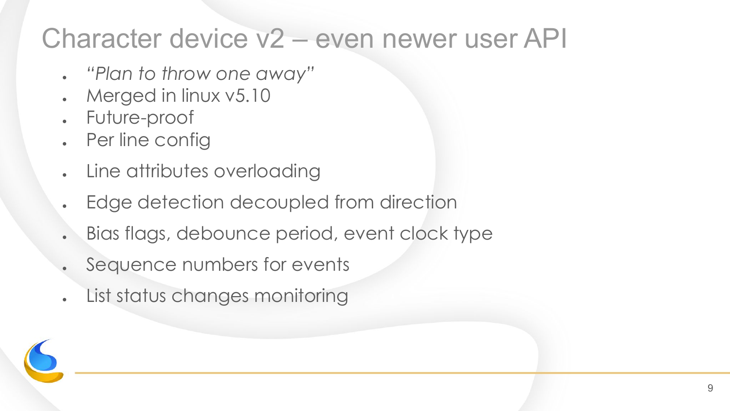# Character device v2 – even newer user API

- *"Plan to throw one away"*
- Merged in linux v5.10
- Future-proof
- Per line config
- Line attributes overloading
- Edge detection decoupled from direction
- Bias flags, debounce period, event clock type
- Sequence numbers for events
- List status changes monitoring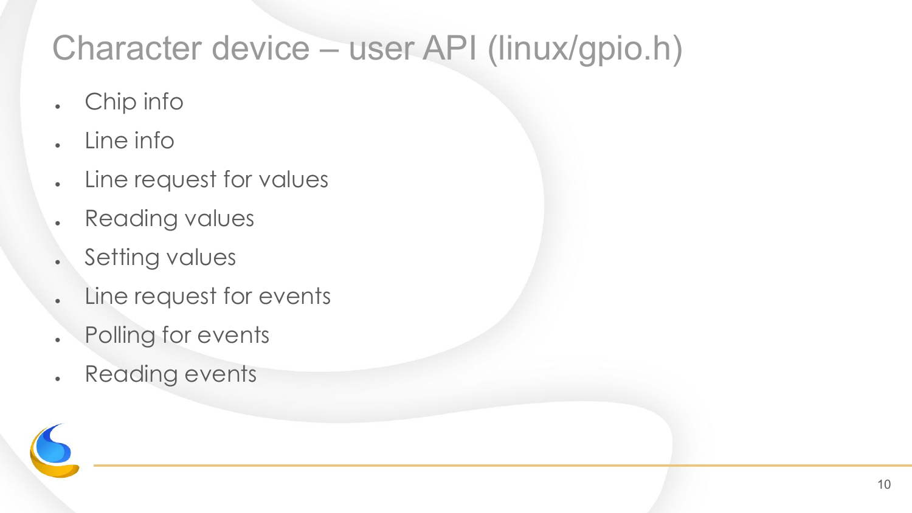# Character device – user API (linux/gpio.h)

- Chip info
- Line info
- Line request for values
- Reading values
- Setting values
- Line request for events
- Polling for events
- Reading events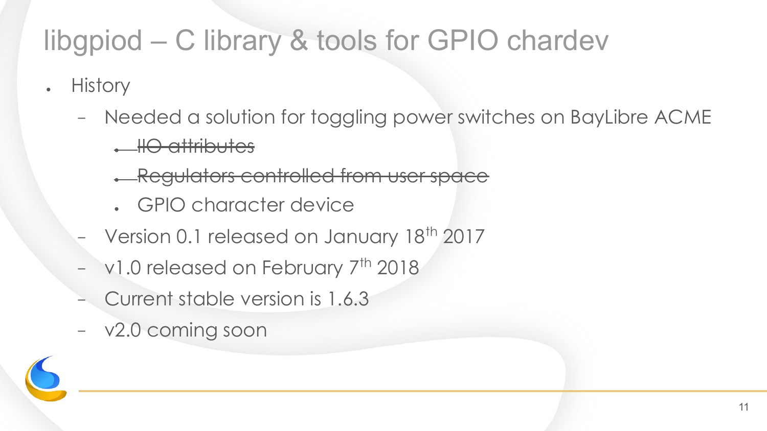# libgpiod – C library & tools for GPIO chardev

- History
  - Needed a solution for toggling power switches on BayLibre ACME
    - ~~IIO attributes~~
    - ~~Regulators controlled from user space~~
    - GPIO character device
  - Version 0.1 released on January 18th 2017
  - v1.0 released on February 7th 2018
  - Current stable version is 1.6.3
  - v2.0 coming soon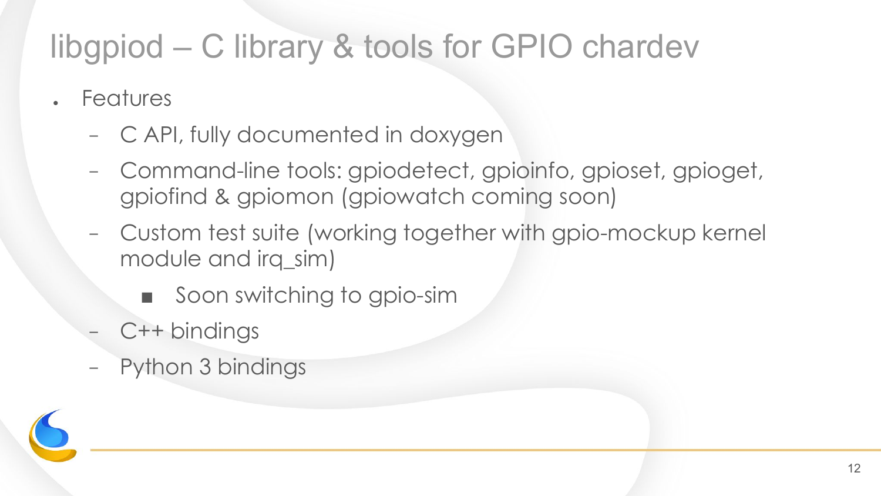# libgpiod – C library & tools for GPIO chardev

- Features
  - C API, fully documented in doxygen
  - Command-line tools: gpiodetect, gpioinfo, gpioset, gpioget, gpiofind & gpiomon (gpiowatch coming soon)
  - Custom test suite (working together with gpio-mockup kernel module and irq_sim)
    - Soon switching to gpio-sim
  - C++ bindings
  - Python 3 bindings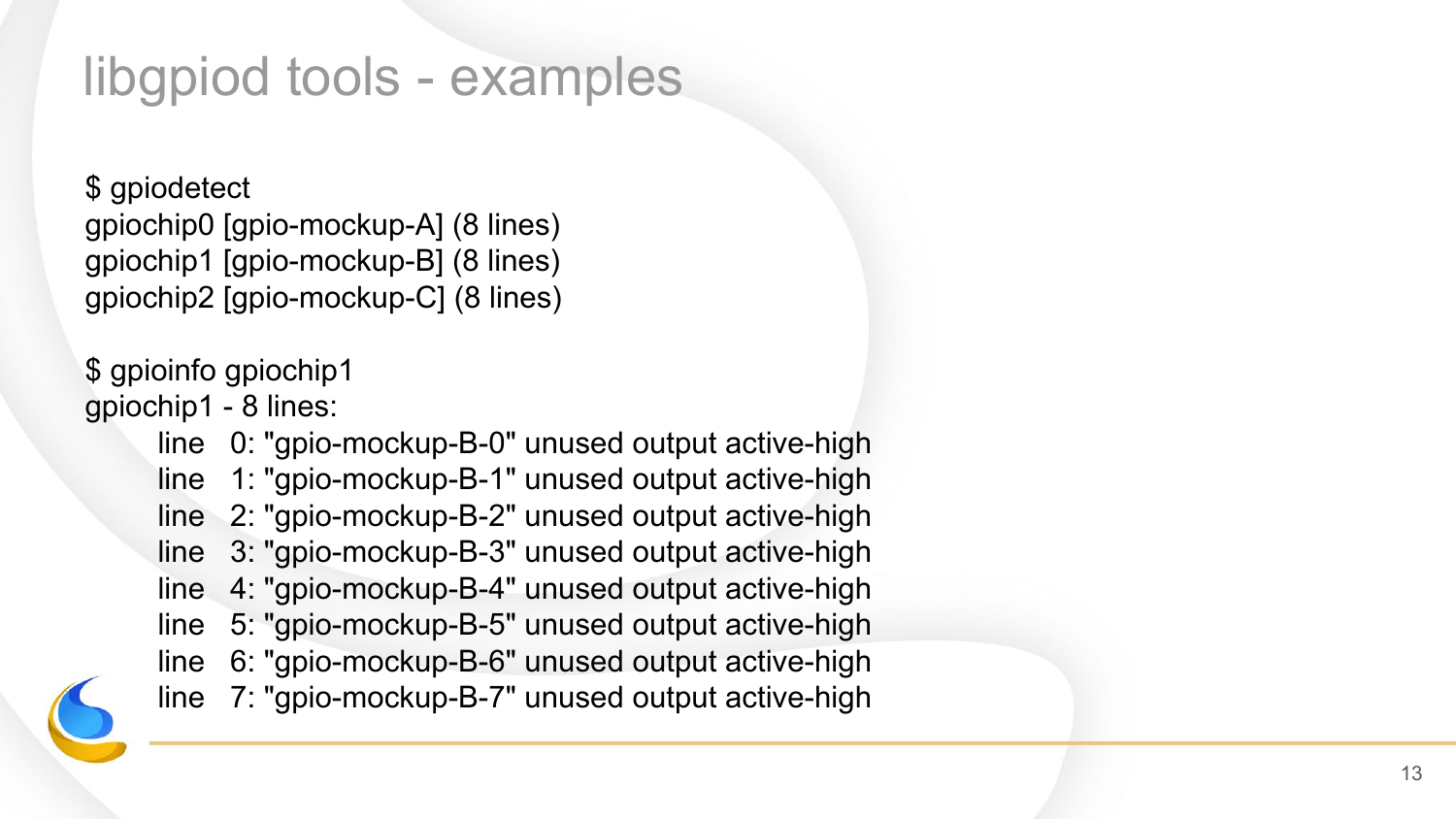# libgpiod tools - examples

```
$ gpiodetect
gpiochip0 [gpio-mockup-A] (8 lines)
gpiochip1 [gpio-mockup-B] (8 lines)
gpiochip2 [gpio-mockup-C] (8 lines)

$ gpioinfo gpiochip1
gpiochip1 - 8 lines:
        line   0: "gpio-mockup-B-0" unused output active-high
        line   1: "gpio-mockup-B-1" unused output active-high
        line   2: "gpio-mockup-B-2" unused output active-high
        line   3: "gpio-mockup-B-3" unused output active-high
        line   4: "gpio-mockup-B-4" unused output active-high
        line   5: "gpio-mockup-B-5" unused output active-high
        line   6: "gpio-mockup-B-6" unused output active-high
        line   7: "gpio-mockup-B-7" unused output active-high
```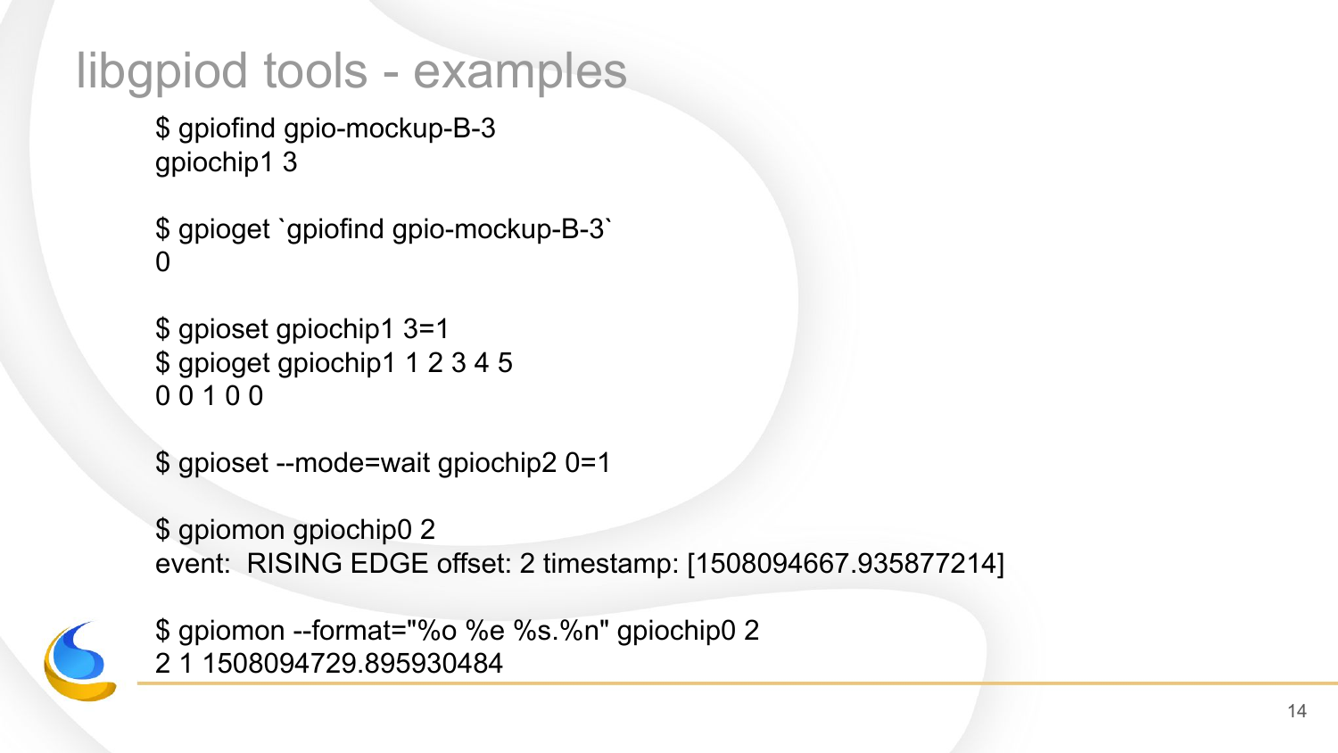# libgpiod tools - examples

```
$ gpiofind gpio-mockup-B-3
gpiochip1 3

$ gpioget `gpiofind gpio-mockup-B-3`
0

$ gpioset gpiochip1 3=1
$ gpioget gpiochip1 1 2 3 4 5
0 0 1 0 0

$ gpioset --mode=wait gpiochip2 0=1

$ gpiomon gpiochip0 2
event:  RISING EDGE offset: 2 timestamp: [1508094667.935877214]

$ gpiomon --format="%o %e %s.%n" gpiochip0 2
2 1 1508094729.895930484
```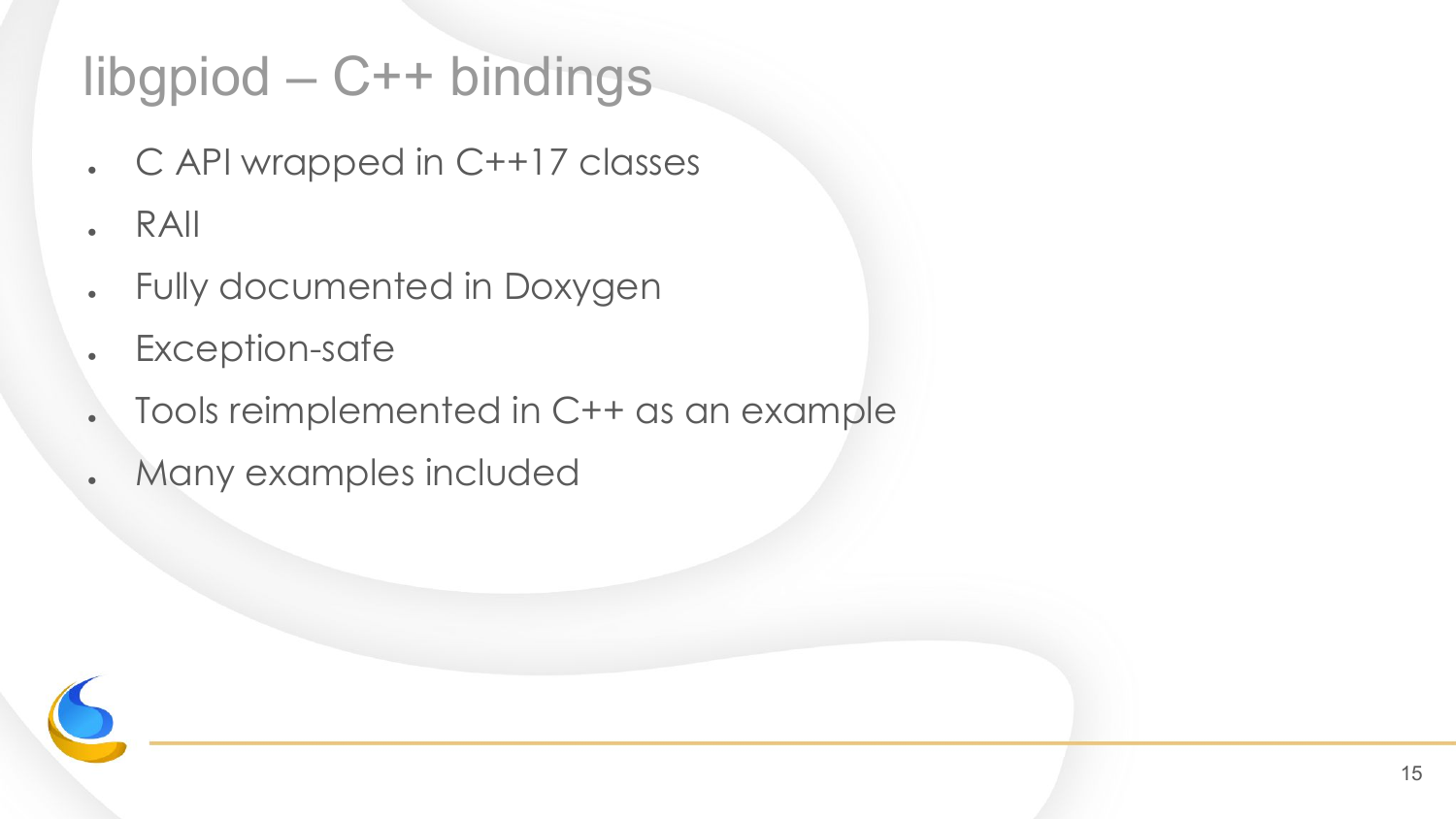# libgpiod – C++ bindings

- C API wrapped in C++17 classes
- RAII
- Fully documented in Doxygen
- Exception-safe
- Tools reimplemented in C++ as an example
- Many examples included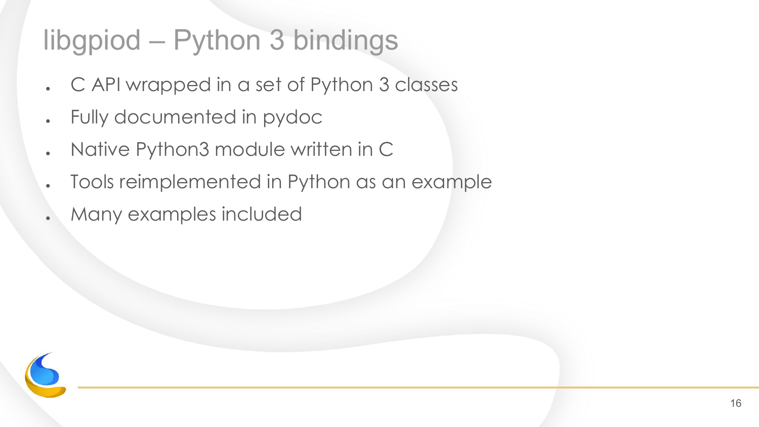# libgpiod – Python 3 bindings

- C API wrapped in a set of Python 3 classes
- Fully documented in pydoc
- Native Python3 module written in C
- Tools reimplemented in Python as an example
- Many examples included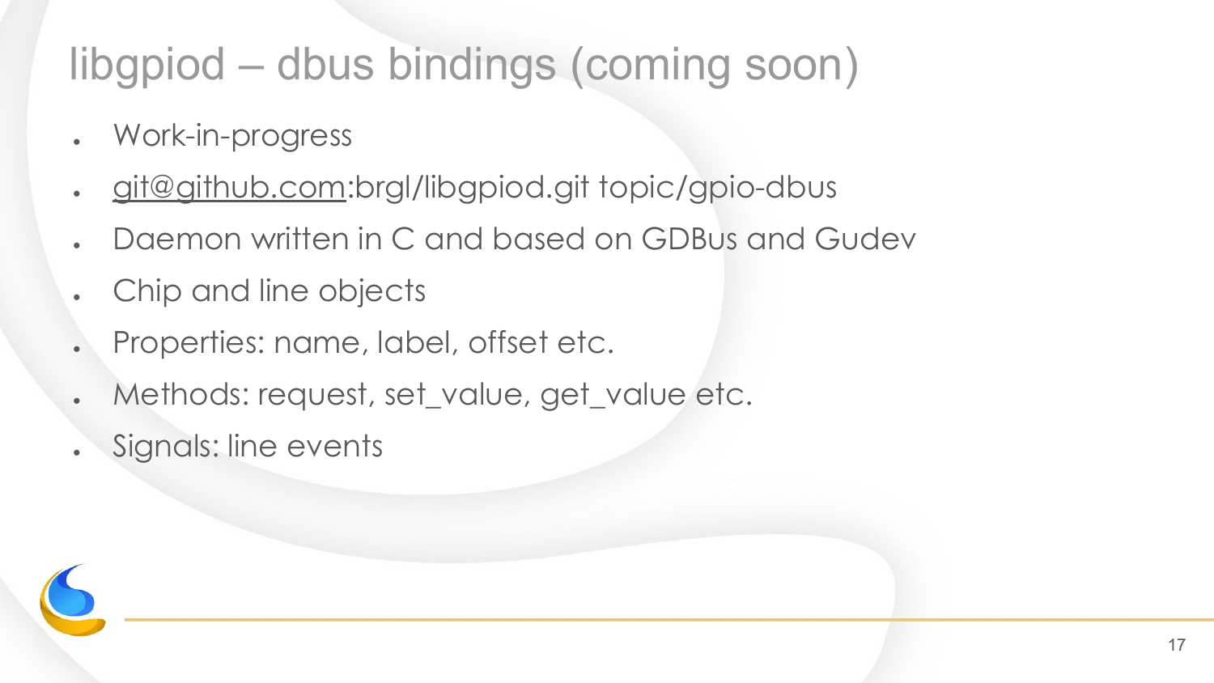# libgpiod – dbus bindings (coming soon)

- Work-in-progress
- git@github.com:brgl/libgpiod.git topic/gpio-dbus
- Daemon written in C and based on GDBus and Gudev
- Chip and line objects
- Properties: name, label, offset etc.
- Methods: request, set_value, get_value etc.
- Signals: line events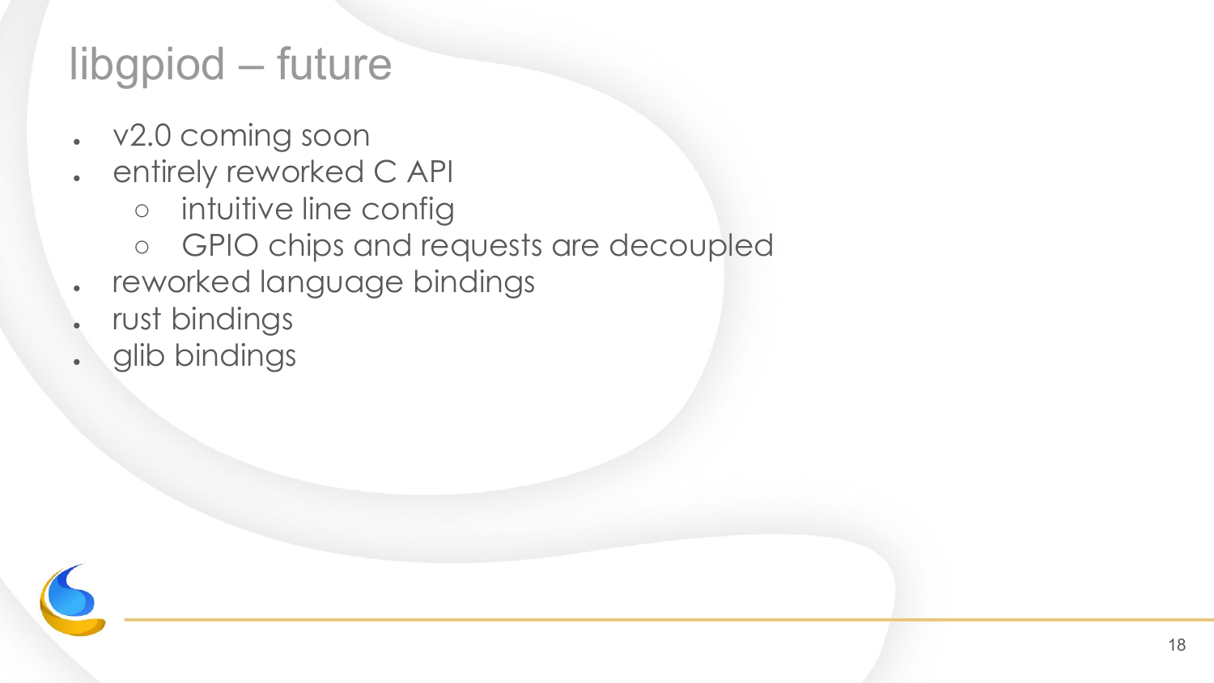# libgpiod – future

- v2.0 coming soon
- entirely reworked C API
  - intuitive line config
  - GPIO chips and requests are decoupled
- reworked language bindings
- rust bindings
- glib bindings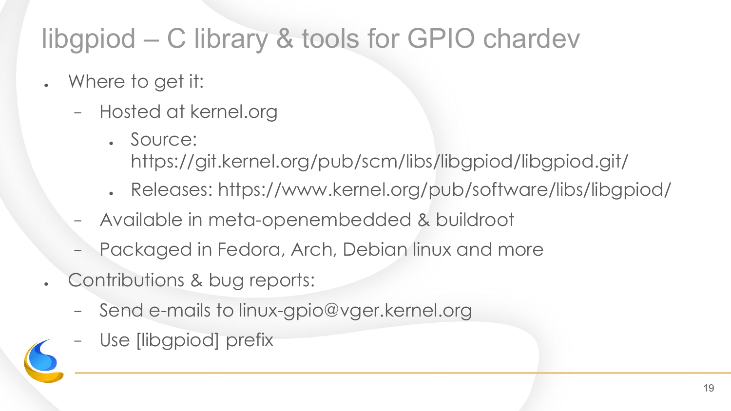# libgpiod – C library & tools for GPIO chardev

- Where to get it:
  - Hosted at kernel.org
    - Source: https://git.kernel.org/pub/scm/libs/libgpiod/libgpiod.git/
    - Releases: https://www.kernel.org/pub/software/libs/libgpiod/
  - Available in meta-openembedded & buildroot
  - Packaged in Fedora, Arch, Debian linux and more
- Contributions & bug reports:
  - Send e-mails to linux-gpio@vger.kernel.org
  - Use [libgpiod] prefix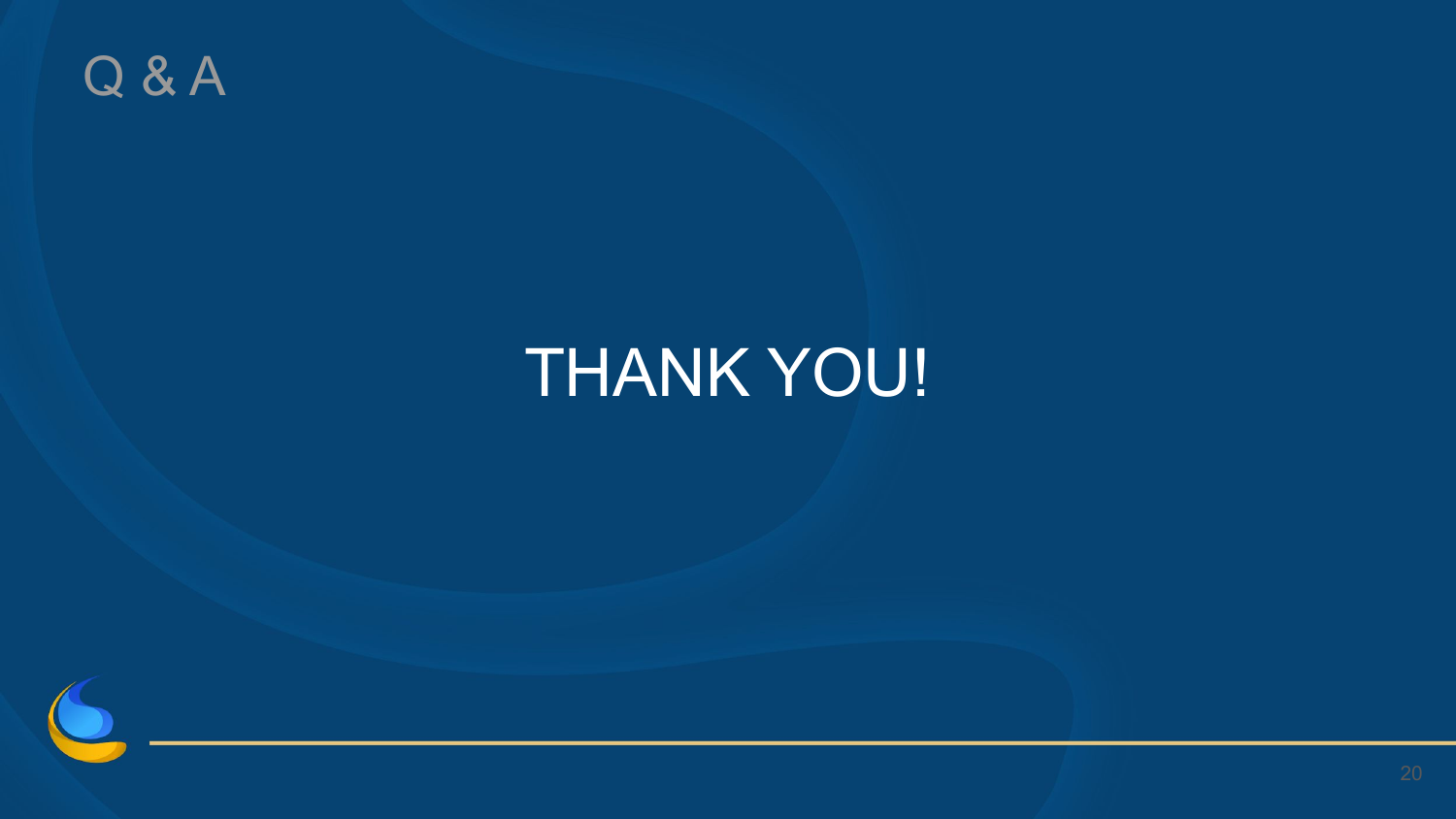# Q & A

THANK YOU!